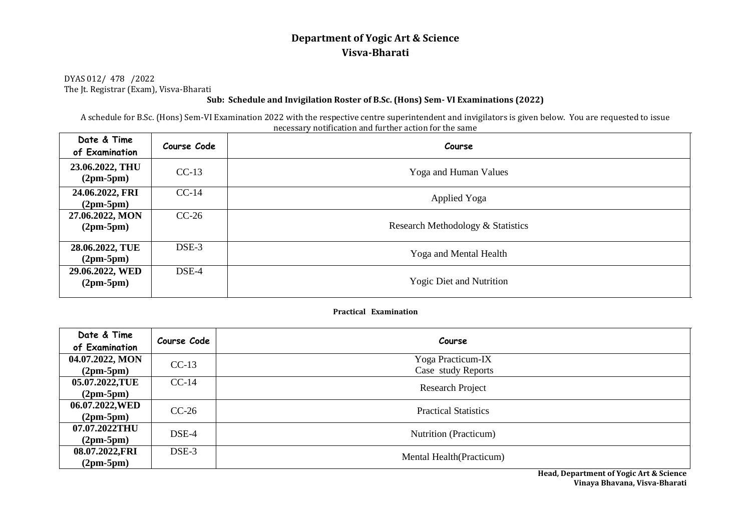# Department of Yogic Art & Science
# Visva-Bharati

DYAS 012/ 478 /2022
The Jt. Registrar (Exam), Visva-Bharati

**Sub: Schedule and Invigilation Roster of B.Sc. (Hons) Sem- VI Examinations (2022)**

A schedule for B.Sc. (Hons) Sem-VI Examination 2022 with the respective centre superintendent and invigilators is given below. You are requested to issue necessary notification and further action for the same

| Date & Time of Examination | Course Code | Course |
|---|---|---|
| **23.06.2022, THU (2pm-5pm)** | CC-13 | Yoga and Human Values |
| **24.06.2022, FRI (2pm-5pm)** | CC-14 | Applied Yoga |
| **27.06.2022, MON (2pm-5pm)** | CC-26 | Research Methodology & Statistics |
| **28.06.2022, TUE (2pm-5pm)** | DSE-3 | Yoga and Mental Health |
| **29.06.2022, WED (2pm-5pm)** | DSE-4 | Yogic Diet and Nutrition |

**Practical Examination**

| Date & Time of Examination | Course Code | Course |
|---|---|---|
| **04.07.2022, MON (2pm-5pm)** | CC-13 | Yoga Practicum-IX<br>Case study Reports |
| **05.07.2022,TUE (2pm-5pm)** | CC-14 | Research Project |
| **06.07.2022,WED (2pm-5pm)** | CC-26 | Practical Statistics |
| **07.07.2022THU (2pm-5pm)** | DSE-4 | Nutrition (Practicum) |
| **08.07.2022,FRI (2pm-5pm)** | DSE-3 | Mental Health(Practicum) |

**Head, Department of Yogic Art & Science**
**Vinaya Bhavana, Visva-Bharati**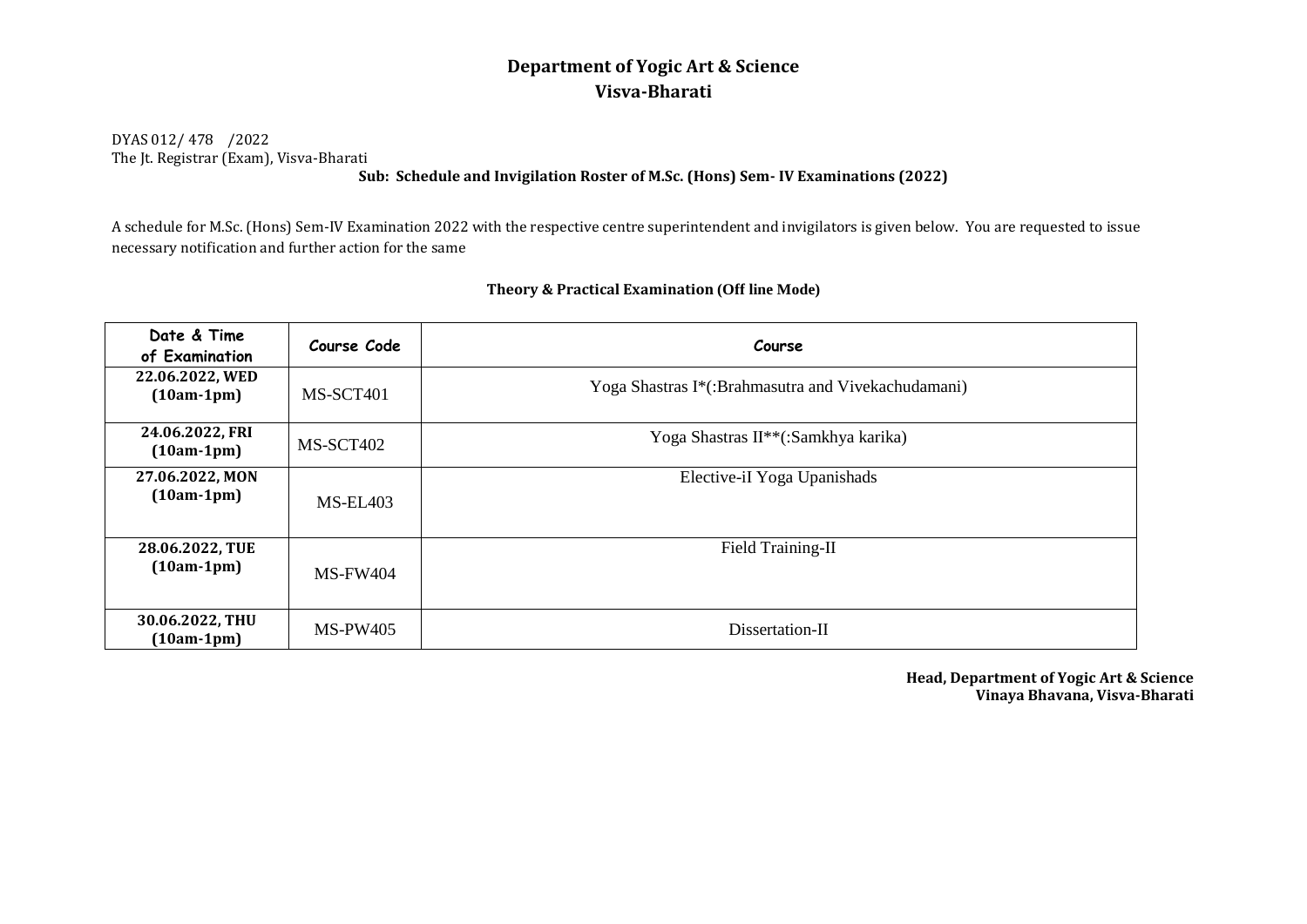# Department of Yogic Art & Science
# Visva-Bharati

DYAS 012/ 478 /2022
The Jt. Registrar (Exam), Visva-Bharati

**Sub: Schedule and Invigilation Roster of M.Sc. (Hons) Sem- IV Examinations (2022)**

A schedule for M.Sc. (Hons) Sem-IV Examination 2022 with the respective centre superintendent and invigilators is given below. You are requested to issue necessary notification and further action for the same

**Theory & Practical Examination (Off line Mode)**

| Date & Time of Examination | Course Code | Course |
|---|---|---|
| **22.06.2022, WED (10am-1pm)** | MS-SCT401 | Yoga Shastras I*(:Brahmasutra and Vivekachudamani) |
| **24.06.2022, FRI (10am-1pm)** | MS-SCT402 | Yoga Shastras II**(:Samkhya karika) |
| **27.06.2022, MON (10am-1pm)** | MS-EL403 | Elective-iI Yoga Upanishads |
| **28.06.2022, TUE (10am-1pm)** | MS-FW404 | Field Training-II |
| **30.06.2022, THU (10am-1pm)** | MS-PW405 | Dissertation-II |

**Head, Department of Yogic Art & Science**
**Vinaya Bhavana, Visva-Bharati**